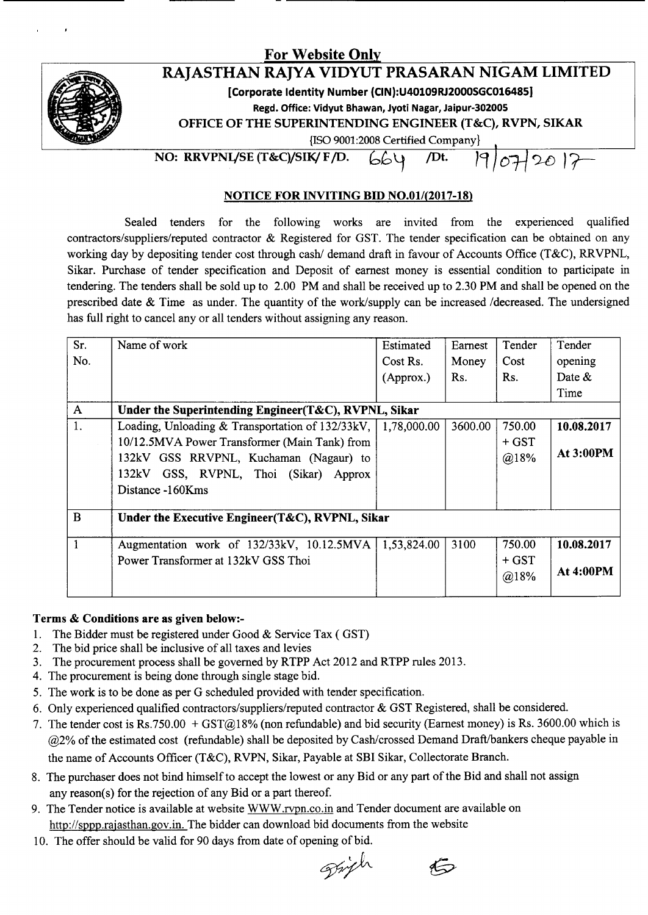**For Website Only**

# RAJASTHAN RAJYA VIDYUT PRASARAN NIGAM LIMITED

**[Corporate Identity Number (CIN):U40109RJ2000SGC016485]**

**Regd. Office: Vidyut Bhawan, Jyoti Nagar, Jaipur-302005**

**OFFICE OF THE SUPERINTENDING ENGINEER (T&C), RVPN, SIKAR**

{ISO 9001:2008 Certified Company}

**NO: RRVPNL/SE (T&C)/SIK/ F/D. 664 /Dt. 19/07/2017**

## NOTICE FOR INVITING BID NO.01/(2017-18)

Sealed tenders for the following works are invited from the experienced qualified contractors/suppliers/reputed contractor & Registered for GST. The tender specification can be obtained on any working day by depositing tender cost through cash/ demand draft in favour of Accounts Office (T&C), RRVPNL, Sikar. Purchase of tender specification and Deposit of earnest money is essential condition to participate in tendering. The tenders shall be sold up to 2.00 PM and shall be received up to 2.30 PM and shall be opened on the prescribed date & Time as under. The quantity of the work/supply can be increased /decreased. The undersigned has full right to cancel any or all tenders without assigning any reason.

| Sr. No. | Name of work | Estimated Cost Rs. (Approx.) | Earnest Money Rs. | Tender Cost Rs. | Tender opening Date & Time |
|---|---|---|---|---|---|
| A | **Under the Superintending Engineer(T&C), RVPNL, Sikar** | | | | |
| 1. | Loading, Unloading & Transportation of 132/33kV, 10/12.5MVA Power Transformer (Main Tank) from 132kV GSS RRVPNL, Kuchaman (Nagaur) to 132kV GSS, RVPNL, Thoi (Sikar) Approx Distance -160Kms | 1,78,000.00 | 3600.00 | 750.00 + GST @18% | **10.08.2017 At 3:00PM** |
| B | **Under the Executive Engineer(T&C), RVPNL, Sikar** | | | | |
| 1 | Augmentation work of 132/33kV, 10.12.5MVA Power Transformer at 132kV GSS Thoi | 1,53,824.00 | 3100 | 750.00 + GST @18% | **10.08.2017 At 4:00PM** |

**Terms & Conditions are as given below:-**

1. The Bidder must be registered under Good & Service Tax ( GST)
2. The bid price shall be inclusive of all taxes and levies
3. The procurement process shall be governed by RTPP Act 2012 and RTPP rules 2013.
4. The procurement is being done through single stage bid.
5. The work is to be done as per G scheduled provided with tender specification.
6. Only experienced qualified contractors/suppliers/reputed contractor & GST Registered, shall be considered.
7. The tender cost is Rs.750.00 + GST@18% (non refundable) and bid security (Earnest money) is Rs. 3600.00 which is @2% of the estimated cost (refundable) shall be deposited by Cash/crossed Demand Draft/bankers cheque payable in the name of Accounts Officer (T&C), RVPN, Sikar, Payable at SBI Sikar, Collectorate Branch.
8. The purchaser does not bind himself to accept the lowest or any Bid or any part of the Bid and shall not assign any reason(s) for the rejection of any Bid or a part thereof.
9. The Tender notice is available at website WWW.rvpn.co.in and Tender document are available on http://sppp.rajasthan.gov.in. The bidder can download bid documents from the website
10. The offer should be valid for 90 days from date of opening of bid.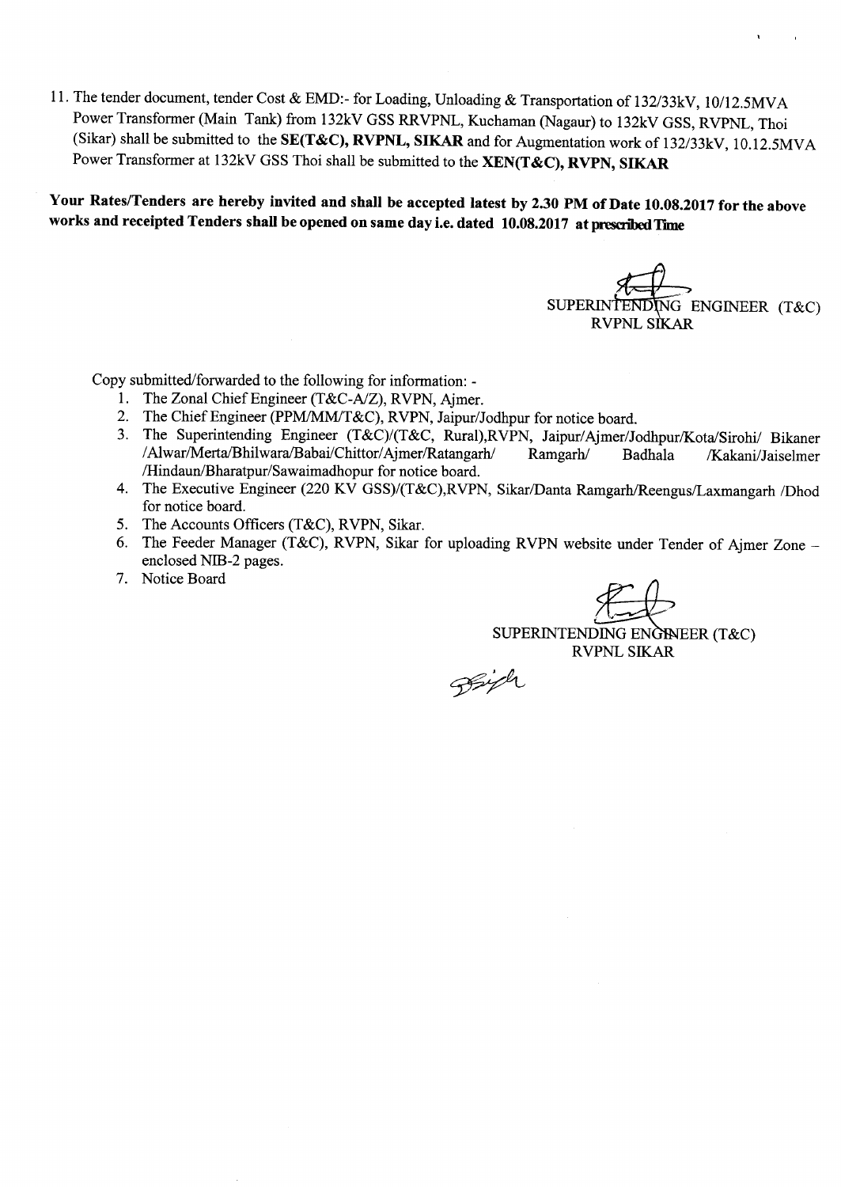11. The tender document, tender Cost & EMD:- for Loading, Unloading & Transportation of 132/33kV, 10/12.5MVA Power Transformer (Main Tank) from 132kV GSS RRVPNL, Kuchaman (Nagaur) to 132kV GSS, RVPNL, Thoi (Sikar) shall be submitted to the **SE(T&C), RVPNL, SIKAR** and for Augmentation work of 132/33kV, 10.12.5MVA Power Transformer at 132kV GSS Thoi shall be submitted to the **XEN(T&C), RVPN, SIKAR**

**Your Rates/Tenders are hereby invited and shall be accepted latest by 2.30 PM of Date 10.08.2017 for the above works and receipted Tenders shall be opened on same day i.e. dated 10.08.2017 at prescribed Time**

SUPERINTENDING ENGINEER (T&C)
RVPNL SIKAR

Copy submitted/forwarded to the following for information: -

1. The Zonal Chief Engineer (T&C-A/Z), RVPN, Ajmer.
2. The Chief Engineer (PPM/MM/T&C), RVPN, Jaipur/Jodhpur for notice board.
3. The Superintending Engineer (T&C)/(T&C, Rural),RVPN, Jaipur/Ajmer/Jodhpur/Kota/Sirohi/ Bikaner /Alwar/Merta/Bhilwara/Babai/Chittor/Ajmer/Ratangarh/ Ramgarh/ Badhala /Kakani/Jaiselmer /Hindaun/Bharatpur/Sawaimadhopur for notice board.
4. The Executive Engineer (220 KV GSS)/(T&C),RVPN, Sikar/Danta Ramgarh/Reengus/Laxmangarh /Dhod for notice board.
5. The Accounts Officers (T&C), RVPN, Sikar.
6. The Feeder Manager (T&C), RVPN, Sikar for uploading RVPN website under Tender of Ajmer Zone – enclosed NIB-2 pages.
7. Notice Board

SUPERINTENDING ENGINEER (T&C)
RVPNL SIKAR